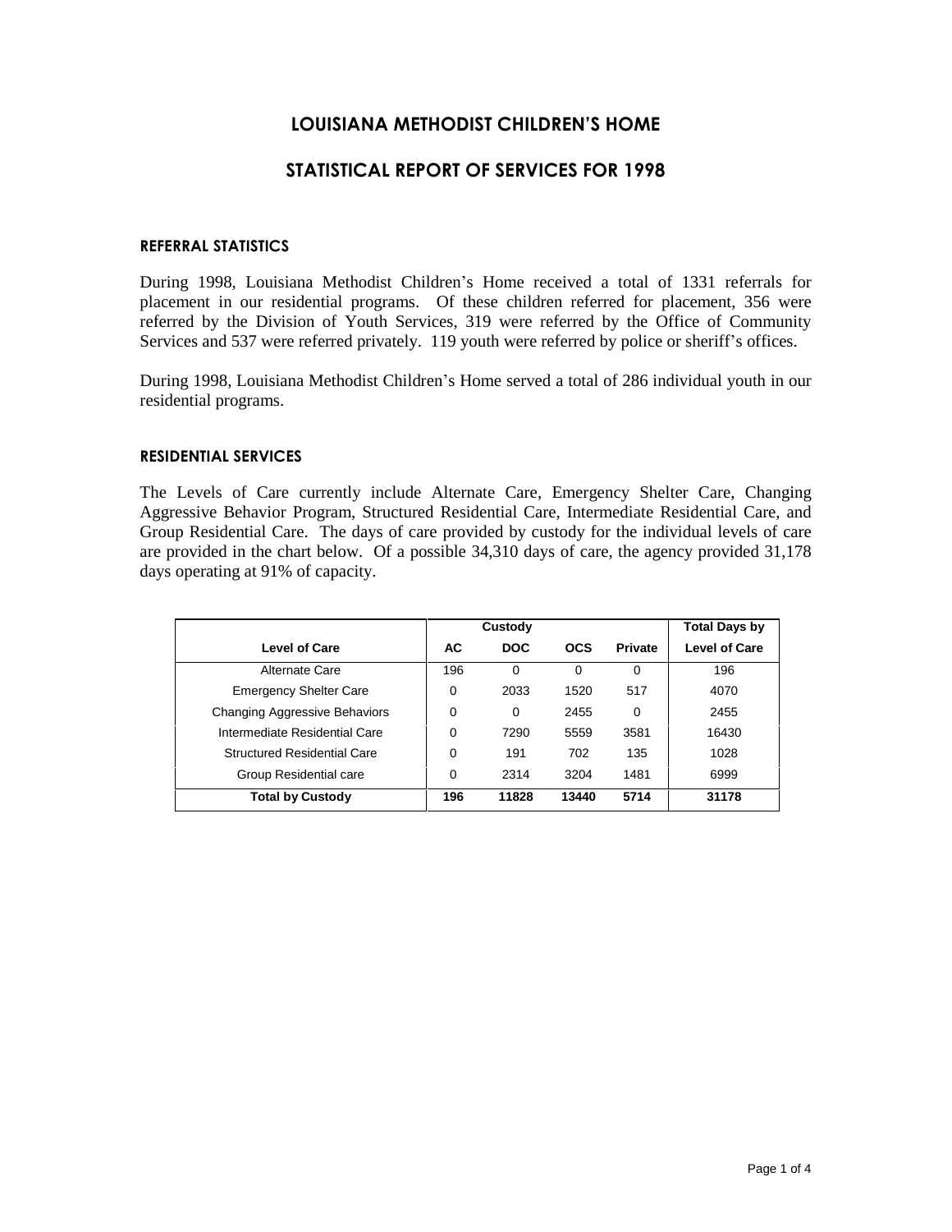# LOUISIANA METHODIST CHILDREN'S HOME

## STATISTICAL REPORT OF SERVICES FOR 1998

### REFERRAL STATISTICS

During 1998, Louisiana Methodist Children's Home received a total of 1331 referrals for placement in our residential programs. Of these children referred for placement, 356 were referred by the Division of Youth Services, 319 were referred by the Office of Community Services and 537 were referred privately. 119 youth were referred by police or sheriff's offices.

During 1998, Louisiana Methodist Children's Home served a total of 286 individual youth in our residential programs.

### RESIDENTIAL SERVICES

The Levels of Care currently include Alternate Care, Emergency Shelter Care, Changing Aggressive Behavior Program, Structured Residential Care, Intermediate Residential Care, and Group Residential Care. The days of care provided by custody for the individual levels of care are provided in the chart below. Of a possible 34,310 days of care, the agency provided 31,178 days operating at 91% of capacity.

| | Custody | | | | Total Days by |
|---|---|---|---|---|---|
| **Level of Care** | **AC** | **DOC** | **OCS** | **Private** | **Level of Care** |
| Alternate Care | 196 | 0 | 0 | 0 | 196 |
| Emergency Shelter Care | 0 | 2033 | 1520 | 517 | 4070 |
| Changing Aggressive Behaviors | 0 | 0 | 2455 | 0 | 2455 |
| Intermediate Residential Care | 0 | 7290 | 5559 | 3581 | 16430 |
| Structured Residential Care | 0 | 191 | 702 | 135 | 1028 |
| Group Residential care | 0 | 2314 | 3204 | 1481 | 6999 |
| **Total by Custody** | **196** | **11828** | **13440** | **5714** | **31178** |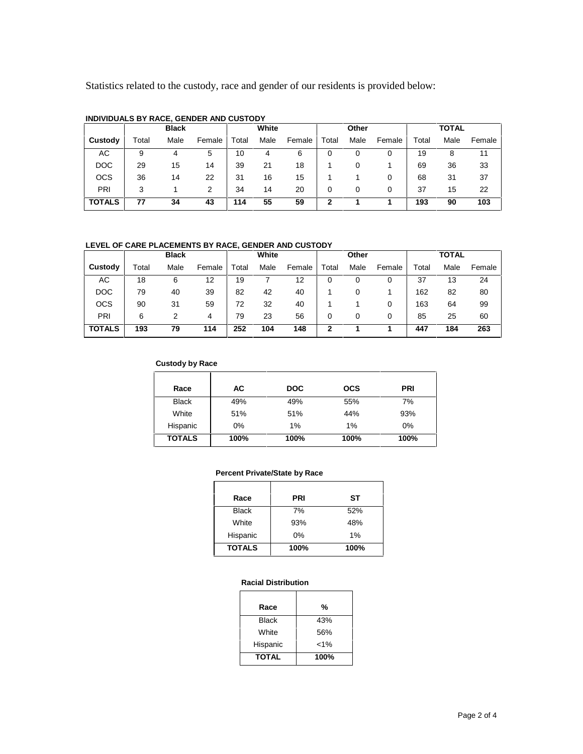Statistics related to the custody, race and gender of our residents is provided below:

**INDIVIDUALS BY RACE, GENDER AND CUSTODY**

| | Black | | | White | | | Other | | | TOTAL | | |
|---|---|---|---|---|---|---|---|---|---|---|---|---|
| **Custody** | Total | Male | Female | Total | Male | Female | Total | Male | Female | Total | Male | Female |
| AC | 9 | 4 | 5 | 10 | 4 | 6 | 0 | 0 | 0 | 19 | 8 | 11 |
| DOC | 29 | 15 | 14 | 39 | 21 | 18 | 1 | 0 | 1 | 69 | 36 | 33 |
| OCS | 36 | 14 | 22 | 31 | 16 | 15 | 1 | 1 | 0 | 68 | 31 | 37 |
| PRI | 3 | 1 | 2 | 34 | 14 | 20 | 0 | 0 | 0 | 37 | 15 | 22 |
| **TOTALS** | **77** | **34** | **43** | **114** | **55** | **59** | **2** | **1** | **1** | **193** | **90** | **103** |

**LEVEL OF CARE PLACEMENTS BY RACE, GENDER AND CUSTODY**

| | Black | | | White | | | Other | | | TOTAL | | |
|---|---|---|---|---|---|---|---|---|---|---|---|---|
| **Custody** | Total | Male | Female | Total | Male | Female | Total | Male | Female | Total | Male | Female |
| AC | 18 | 6 | 12 | 19 | 7 | 12 | 0 | 0 | 0 | 37 | 13 | 24 |
| DOC | 79 | 40 | 39 | 82 | 42 | 40 | 1 | 0 | 1 | 162 | 82 | 80 |
| OCS | 90 | 31 | 59 | 72 | 32 | 40 | 1 | 1 | 0 | 163 | 64 | 99 |
| PRI | 6 | 2 | 4 | 79 | 23 | 56 | 0 | 0 | 0 | 85 | 25 | 60 |
| **TOTALS** | **193** | **79** | **114** | **252** | **104** | **148** | **2** | **1** | **1** | **447** | **184** | **263** |

**Custody by Race**

| Race | AC | DOC | OCS | PRI |
|---|---|---|---|---|
| Black | 49% | 49% | 55% | 7% |
| White | 51% | 51% | 44% | 93% |
| Hispanic | 0% | 1% | 1% | 0% |
| **TOTALS** | **100%** | **100%** | **100%** | **100%** |

**Percent Private/State by Race**

| Race | PRI | ST |
|---|---|---|
| Black | 7% | 52% |
| White | 93% | 48% |
| Hispanic | 0% | 1% |
| **TOTALS** | **100%** | **100%** |

**Racial Distribution**

| Race | % |
|---|---|
| Black | 43% |
| White | 56% |
| Hispanic | <1% |
| **TOTAL** | **100%** |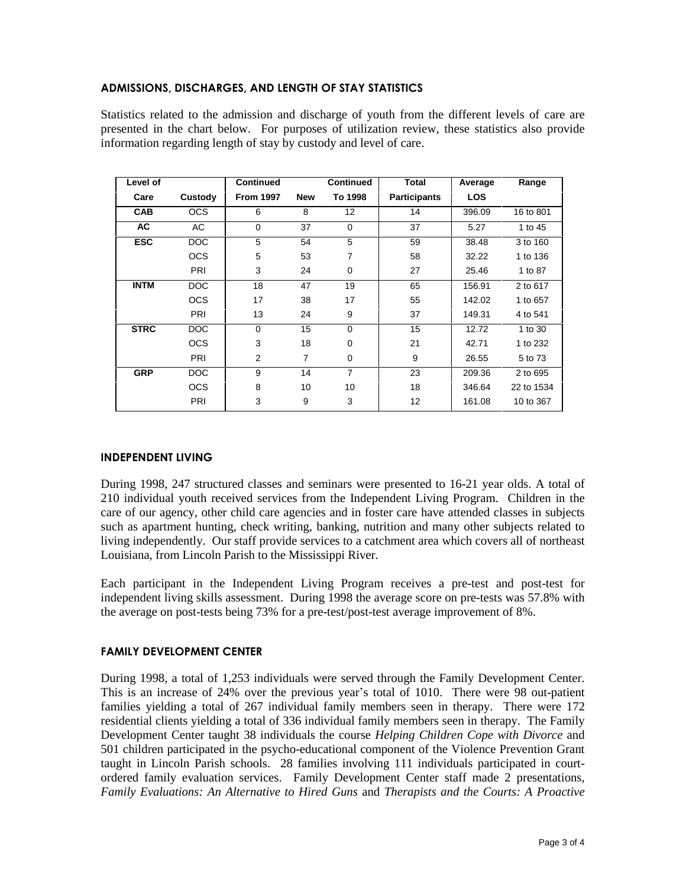### ADMISSIONS, DISCHARGES, AND LENGTH OF STAY STATISTICS

Statistics related to the admission and discharge of youth from the different levels of care are presented in the chart below. For purposes of utilization review, these statistics also provide information regarding length of stay by custody and level of care.

| Level of Care | Custody | Continued From 1997 | New | Continued To 1998 | Total Participants | Average LOS | Range |
|---|---|---|---|---|---|---|---|
| **CAB** | OCS | 6 | 8 | 12 | 14 | 396.09 | 16 to 801 |
| **AC** | AC | 0 | 37 | 0 | 37 | 5.27 | 1 to 45 |
| **ESC** | DOC | 5 | 54 | 5 | 59 | 38.48 | 3 to 160 |
| | OCS | 5 | 53 | 7 | 58 | 32.22 | 1 to 136 |
| | PRI | 3 | 24 | 0 | 27 | 25.46 | 1 to 87 |
| **INTM** | DOC | 18 | 47 | 19 | 65 | 156.91 | 2 to 617 |
| | OCS | 17 | 38 | 17 | 55 | 142.02 | 1 to 657 |
| | PRI | 13 | 24 | 9 | 37 | 149.31 | 4 to 541 |
| **STRC** | DOC | 0 | 15 | 0 | 15 | 12.72 | 1 to 30 |
| | OCS | 3 | 18 | 0 | 21 | 42.71 | 1 to 232 |
| | PRI | 2 | 7 | 0 | 9 | 26.55 | 5 to 73 |
| **GRP** | DOC | 9 | 14 | 7 | 23 | 209.36 | 2 to 695 |
| | OCS | 8 | 10 | 10 | 18 | 346.64 | 22 to 1534 |
| | PRI | 3 | 9 | 3 | 12 | 161.08 | 10 to 367 |

### INDEPENDENT LIVING

During 1998, 247 structured classes and seminars were presented to 16-21 year olds. A total of 210 individual youth received services from the Independent Living Program. Children in the care of our agency, other child care agencies and in foster care have attended classes in subjects such as apartment hunting, check writing, banking, nutrition and many other subjects related to living independently. Our staff provide services to a catchment area which covers all of northeast Louisiana, from Lincoln Parish to the Mississippi River.

Each participant in the Independent Living Program receives a pre-test and post-test for independent living skills assessment. During 1998 the average score on pre-tests was 57.8% with the average on post-tests being 73% for a pre-test/post-test average improvement of 8%.

### FAMILY DEVELOPMENT CENTER

During 1998, a total of 1,253 individuals were served through the Family Development Center. This is an increase of 24% over the previous year's total of 1010. There were 98 out-patient families yielding a total of 267 individual family members seen in therapy. There were 172 residential clients yielding a total of 336 individual family members seen in therapy. The Family Development Center taught 38 individuals the course *Helping Children Cope with Divorce* and 501 children participated in the psycho-educational component of the Violence Prevention Grant taught in Lincoln Parish schools. 28 families involving 111 individuals participated in court-ordered family evaluation services. Family Development Center staff made 2 presentations, *Family Evaluations: An Alternative to Hired Guns* and *Therapists and the Courts: A Proactive*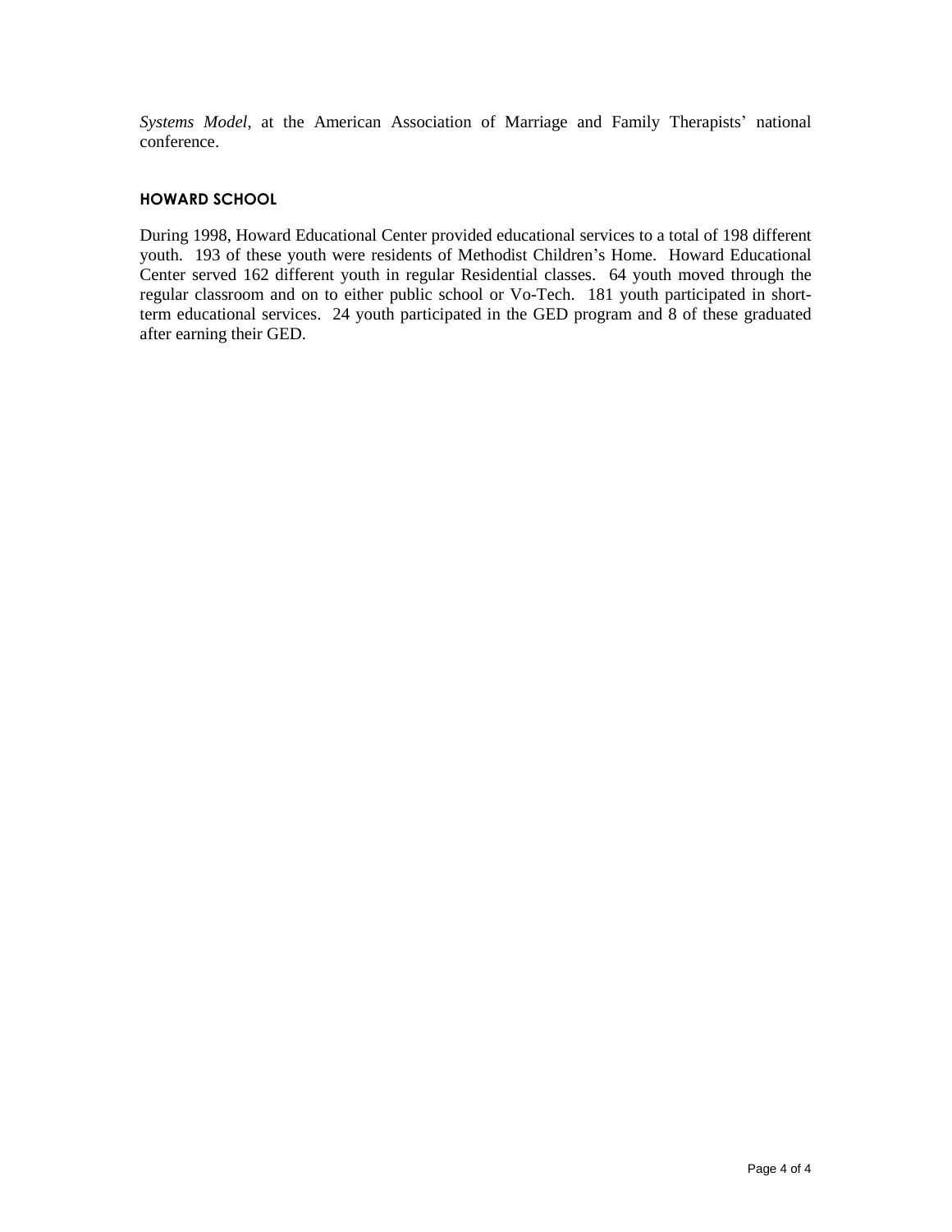*Systems Model*, at the American Association of Marriage and Family Therapists' national conference.

### HOWARD SCHOOL

During 1998, Howard Educational Center provided educational services to a total of 198 different youth. 193 of these youth were residents of Methodist Children's Home. Howard Educational Center served 162 different youth in regular Residential classes. 64 youth moved through the regular classroom and on to either public school or Vo-Tech. 181 youth participated in short-term educational services. 24 youth participated in the GED program and 8 of these graduated after earning their GED.